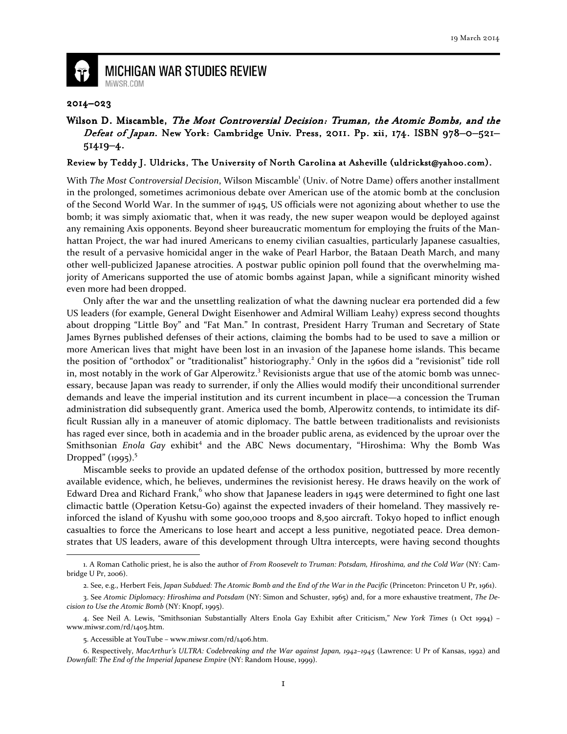19 March 2014

# MICHIGAN WAR STUDIES REVIEW

MiWSR.COM

**2014–023**

**Wilson D. Miscamble, *The Most Controversial Decision: Truman, the Atomic Bombs, and the Defeat of Japan*. New York: Cambridge Univ. Press, 2011. Pp. xii, 174. ISBN 978–0–521–51419–4.**

**Review by Teddy J. Uldricks, The University of North Carolina at Asheville (uldrickst@yahoo.com).**

With *The Most Controversial Decision*, Wilson Miscamble[1] (Univ. of Notre Dame) offers another installment in the prolonged, sometimes acrimonious debate over American use of the atomic bomb at the conclusion of the Second World War. In the summer of 1945, US officials were not agonizing about whether to use the bomb; it was simply axiomatic that, when it was ready, the new super weapon would be deployed against any remaining Axis opponents. Beyond sheer bureaucratic momentum for employing the fruits of the Manhattan Project, the war had inured Americans to enemy civilian casualties, particularly Japanese casualties, the result of a pervasive homicidal anger in the wake of Pearl Harbor, the Bataan Death March, and many other well-publicized Japanese atrocities. A postwar public opinion poll found that the overwhelming majority of Americans supported the use of atomic bombs against Japan, while a significant minority wished even more had been dropped.

Only after the war and the unsettling realization of what the dawning nuclear era portended did a few US leaders (for example, General Dwight Eisenhower and Admiral William Leahy) express second thoughts about dropping "Little Boy" and "Fat Man." In contrast, President Harry Truman and Secretary of State James Byrnes published defenses of their actions, claiming the bombs had to be used to save a million or more American lives that might have been lost in an invasion of the Japanese home islands. This became the position of "orthodox" or "traditionalist" historiography.[2] Only in the 1960s did a "revisionist" tide roll in, most notably in the work of Gar Alperowitz.[3] Revisionists argue that use of the atomic bomb was unnecessary, because Japan was ready to surrender, if only the Allies would modify their unconditional surrender demands and leave the imperial institution and its current incumbent in place—a concession the Truman administration did subsequently grant. America used the bomb, Alperowitz contends, to intimidate its difficult Russian ally in a maneuver of atomic diplomacy. The battle between traditionalists and revisionists has raged ever since, both in academia and in the broader public arena, as evidenced by the uproar over the Smithsonian *Enola Gay* exhibit[4] and the ABC News documentary, "Hiroshima: Why the Bomb Was Dropped" (1995).[5]

Miscamble seeks to provide an updated defense of the orthodox position, buttressed by more recently available evidence, which, he believes, undermines the revisionist heresy. He draws heavily on the work of Edward Drea and Richard Frank,[6] who show that Japanese leaders in 1945 were determined to fight one last climactic battle (Operation Ketsu-Go) against the expected invaders of their homeland. They massively reinforced the island of Kyushu with some 900,000 troops and 8,500 aircraft. Tokyo hoped to inflict enough casualties to force the Americans to lose heart and accept a less punitive, negotiated peace. Drea demonstrates that US leaders, aware of this development through Ultra intercepts, were having second thoughts

---

1. A Roman Catholic priest, he is also the author of *From Roosevelt to Truman: Potsdam, Hiroshima, and the Cold War* (NY: Cambridge U Pr, 2006).

2. See, e.g., Herbert Feis, *Japan Subdued: The Atomic Bomb and the End of the War in the Pacific* (Princeton: Princeton U Pr, 1961).

3. See *Atomic Diplomacy: Hiroshima and Potsdam* (NY: Simon and Schuster, 1965) and, for a more exhaustive treatment, *The Decision to Use the Atomic Bomb* (NY: Knopf, 1995).

4. See Neil A. Lewis, "Smithsonian Substantially Alters Enola Gay Exhibit after Criticism," *New York Times* (1 Oct 1994) – www.miwsr.com/rd/1405.htm.

5. Accessible at YouTube – www.miwsr.com/rd/1406.htm.

6. Respectively, *MacArthur's ULTRA: Codebreaking and the War against Japan, 1942–1945* (Lawrence: U Pr of Kansas, 1992) and *Downfall: The End of the Imperial Japanese Empire* (NY: Random House, 1999).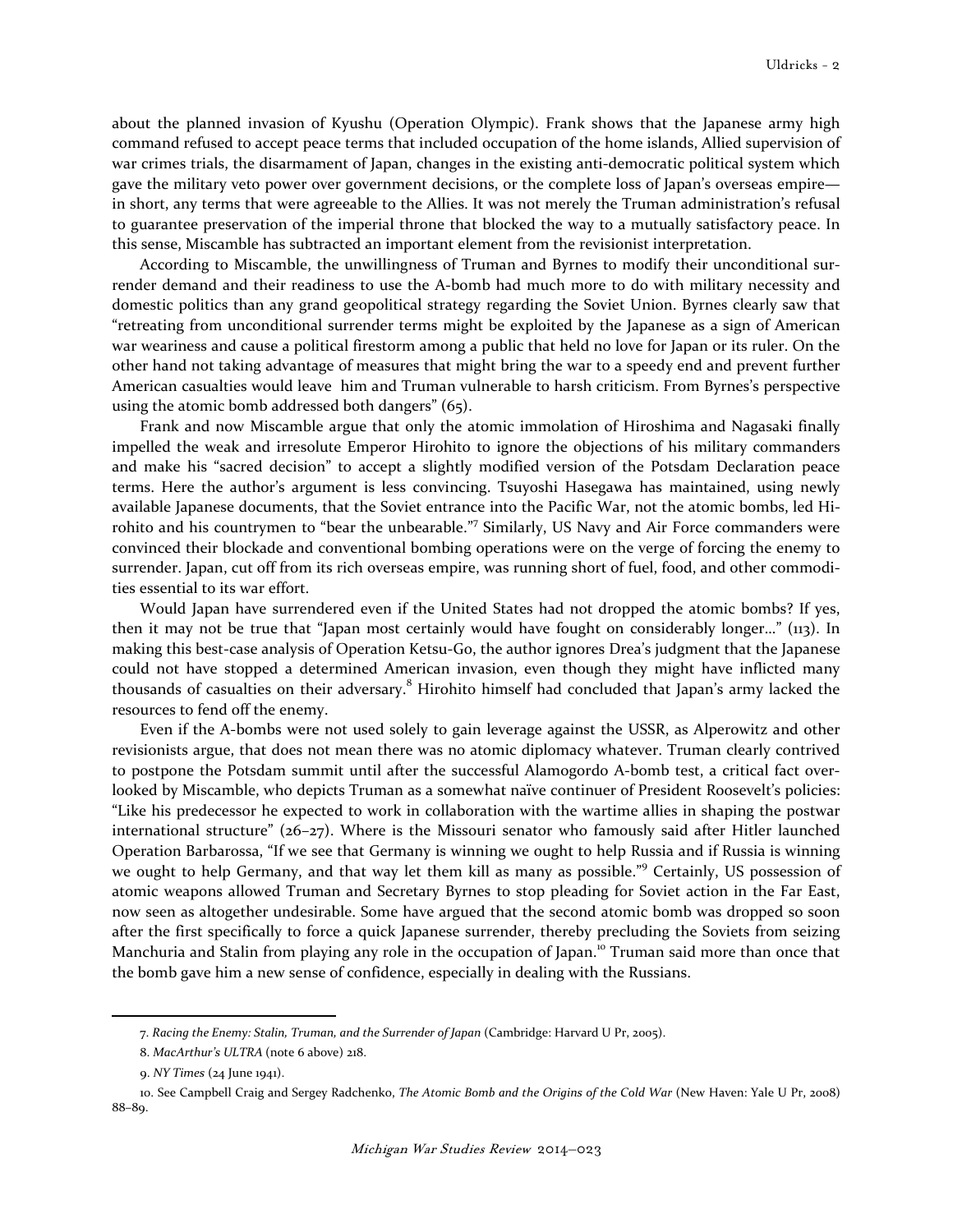about the planned invasion of Kyushu (Operation Olympic). Frank shows that the Japanese army high command refused to accept peace terms that included occupation of the home islands, Allied supervision of war crimes trials, the disarmament of Japan, changes in the existing anti-democratic political system which gave the military veto power over government decisions, or the complete loss of Japan's overseas empire—in short, any terms that were agreeable to the Allies. It was not merely the Truman administration's refusal to guarantee preservation of the imperial throne that blocked the way to a mutually satisfactory peace. In this sense, Miscamble has subtracted an important element from the revisionist interpretation.

According to Miscamble, the unwillingness of Truman and Byrnes to modify their unconditional surrender demand and their readiness to use the A-bomb had much more to do with military necessity and domestic politics than any grand geopolitical strategy regarding the Soviet Union. Byrnes clearly saw that "retreating from unconditional surrender terms might be exploited by the Japanese as a sign of American war weariness and cause a political firestorm among a public that held no love for Japan or its ruler. On the other hand not taking advantage of measures that might bring the war to a speedy end and prevent further American casualties would leave him and Truman vulnerable to harsh criticism. From Byrnes's perspective using the atomic bomb addressed both dangers" (65).

Frank and now Miscamble argue that only the atomic immolation of Hiroshima and Nagasaki finally impelled the weak and irresolute Emperor Hirohito to ignore the objections of his military commanders and make his "sacred decision" to accept a slightly modified version of the Potsdam Declaration peace terms. Here the author's argument is less convincing. Tsuyoshi Hasegawa has maintained, using newly available Japanese documents, that the Soviet entrance into the Pacific War, not the atomic bombs, led Hirohito and his countrymen to "bear the unbearable."[7] Similarly, US Navy and Air Force commanders were convinced their blockade and conventional bombing operations were on the verge of forcing the enemy to surrender. Japan, cut off from its rich overseas empire, was running short of fuel, food, and other commodities essential to its war effort.

Would Japan have surrendered even if the United States had not dropped the atomic bombs? If yes, then it may not be true that "Japan most certainly would have fought on considerably longer…" (113). In making this best-case analysis of Operation Ketsu-Go, the author ignores Drea's judgment that the Japanese could not have stopped a determined American invasion, even though they might have inflicted many thousands of casualties on their adversary.[8] Hirohito himself had concluded that Japan's army lacked the resources to fend off the enemy.

Even if the A-bombs were not used solely to gain leverage against the USSR, as Alperowitz and other revisionists argue, that does not mean there was no atomic diplomacy whatever. Truman clearly contrived to postpone the Potsdam summit until after the successful Alamogordo A-bomb test, a critical fact overlooked by Miscamble, who depicts Truman as a somewhat naïve continuer of President Roosevelt's policies: "Like his predecessor he expected to work in collaboration with the wartime allies in shaping the postwar international structure" (26–27). Where is the Missouri senator who famously said after Hitler launched Operation Barbarossa, "If we see that Germany is winning we ought to help Russia and if Russia is winning we ought to help Germany, and that way let them kill as many as possible."[9] Certainly, US possession of atomic weapons allowed Truman and Secretary Byrnes to stop pleading for Soviet action in the Far East, now seen as altogether undesirable. Some have argued that the second atomic bomb was dropped so soon after the first specifically to force a quick Japanese surrender, thereby precluding the Soviets from seizing Manchuria and Stalin from playing any role in the occupation of Japan.[10] Truman said more than once that the bomb gave him a new sense of confidence, especially in dealing with the Russians.

---

7. *Racing the Enemy: Stalin, Truman, and the Surrender of Japan* (Cambridge: Harvard U Pr, 2005).

8. *MacArthur's ULTRA* (note 6 above) 218.

9. *NY Times* (24 June 1941).

10. See Campbell Craig and Sergey Radchenko, *The Atomic Bomb and the Origins of the Cold War* (New Haven: Yale U Pr, 2008) 88–89.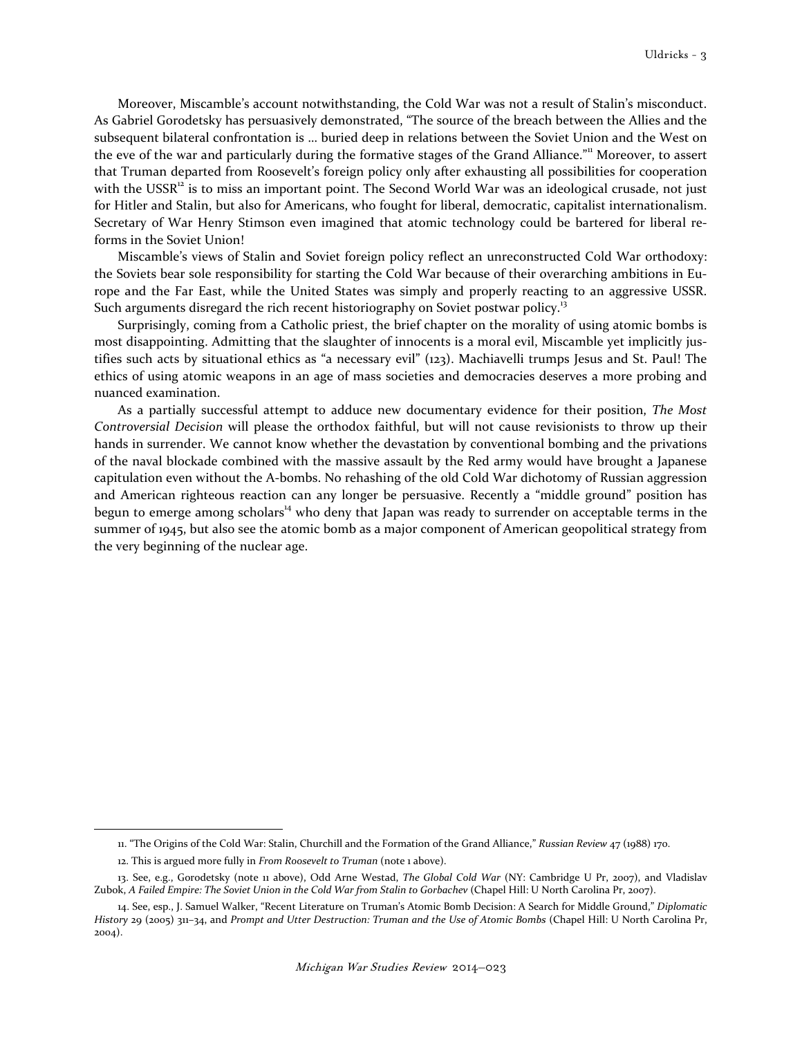Moreover, Miscamble's account notwithstanding, the Cold War was not a result of Stalin's misconduct. As Gabriel Gorodetsky has persuasively demonstrated, "The source of the breach between the Allies and the subsequent bilateral confrontation is … buried deep in relations between the Soviet Union and the West on the eve of the war and particularly during the formative stages of the Grand Alliance."[11] Moreover, to assert that Truman departed from Roosevelt's foreign policy only after exhausting all possibilities for cooperation with the USSR[12] is to miss an important point. The Second World War was an ideological crusade, not just for Hitler and Stalin, but also for Americans, who fought for liberal, democratic, capitalist internationalism. Secretary of War Henry Stimson even imagined that atomic technology could be bartered for liberal reforms in the Soviet Union!

Miscamble's views of Stalin and Soviet foreign policy reflect an unreconstructed Cold War orthodoxy: the Soviets bear sole responsibility for starting the Cold War because of their overarching ambitions in Europe and the Far East, while the United States was simply and properly reacting to an aggressive USSR. Such arguments disregard the rich recent historiography on Soviet postwar policy.[13]

Surprisingly, coming from a Catholic priest, the brief chapter on the morality of using atomic bombs is most disappointing. Admitting that the slaughter of innocents is a moral evil, Miscamble yet implicitly justifies such acts by situational ethics as "a necessary evil" (123). Machiavelli trumps Jesus and St. Paul! The ethics of using atomic weapons in an age of mass societies and democracies deserves a more probing and nuanced examination.

As a partially successful attempt to adduce new documentary evidence for their position, *The Most Controversial Decision* will please the orthodox faithful, but will not cause revisionists to throw up their hands in surrender. We cannot know whether the devastation by conventional bombing and the privations of the naval blockade combined with the massive assault by the Red army would have brought a Japanese capitulation even without the A-bombs. No rehashing of the old Cold War dichotomy of Russian aggression and American righteous reaction can any longer be persuasive. Recently a "middle ground" position has begun to emerge among scholars[14] who deny that Japan was ready to surrender on acceptable terms in the summer of 1945, but also see the atomic bomb as a major component of American geopolitical strategy from the very beginning of the nuclear age.

---

11. "The Origins of the Cold War: Stalin, Churchill and the Formation of the Grand Alliance," *Russian Review* 47 (1988) 170.

12. This is argued more fully in *From Roosevelt to Truman* (note 1 above).

13. See, e.g., Gorodetsky (note 11 above), Odd Arne Westad, *The Global Cold War* (NY: Cambridge U Pr, 2007), and Vladislav Zubok, *A Failed Empire: The Soviet Union in the Cold War from Stalin to Gorbachev* (Chapel Hill: U North Carolina Pr, 2007).

14. See, esp., J. Samuel Walker, "Recent Literature on Truman's Atomic Bomb Decision: A Search for Middle Ground," *Diplomatic History* 29 (2005) 311–34, and *Prompt and Utter Destruction: Truman and the Use of Atomic Bombs* (Chapel Hill: U North Carolina Pr, 2004).